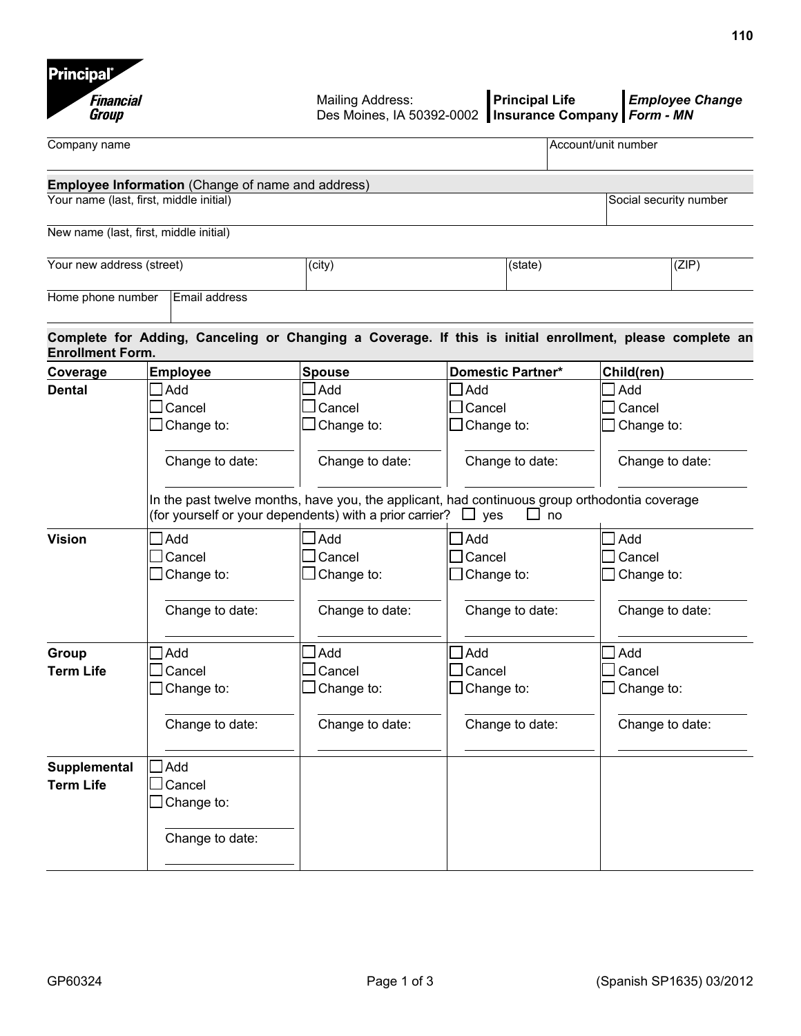**Principal® Financial Group**

Mailing Address:
Des Moines, IA 50392-0002

**Principal Life Insurance Company**

***Employee Change Form - MN***

| Company name | Account/unit number |
|---|---|
| | |

## Employee Information (Change of name and address)

| Your name (last, first, middle initial) | Social security number |
|---|---|
| | |

New name (last, first, middle initial)

| Your new address (street) | (city) | (state) | (ZIP) |
|---|---|---|---|
| | | | |

| Home phone number | Email address |
|---|---|
| | |

**Complete for Adding, Canceling or Changing a Coverage. If this is initial enrollment, please complete an Enrollment Form.**

| Coverage | Employee | Spouse | Domestic Partner* | Child(ren) |
|---|---|---|---|---|
| **Dental** | ☐ Add<br>☐ Cancel<br>☐ Change to: ________<br>Change to date: ________ | ☐ Add<br>☐ Cancel<br>☐ Change to: ________<br>Change to date: ________ | ☐ Add<br>☐ Cancel<br>☐ Change to: ________<br>Change to date: ________ | ☐ Add<br>☐ Cancel<br>☐ Change to: ________<br>Change to date: ________ |
| | In the past twelve months, have you, the applicant, had continuous group orthodontia coverage (for yourself or your dependents) with a prior carrier? ☐ yes ☐ no | | | |
| **Vision** | ☐ Add<br>☐ Cancel<br>☐ Change to: ________<br>Change to date: ________ | ☐ Add<br>☐ Cancel<br>☐ Change to: ________<br>Change to date: ________ | ☐ Add<br>☐ Cancel<br>☐ Change to: ________<br>Change to date: ________ | ☐ Add<br>☐ Cancel<br>☐ Change to: ________<br>Change to date: ________ |
| **Group Term Life** | ☐ Add<br>☐ Cancel<br>☐ Change to: ________<br>Change to date: ________ | ☐ Add<br>☐ Cancel<br>☐ Change to: ________<br>Change to date: ________ | ☐ Add<br>☐ Cancel<br>☐ Change to: ________<br>Change to date: ________ | ☐ Add<br>☐ Cancel<br>☐ Change to: ________<br>Change to date: ________ |
| **Supplemental Term Life** | ☐ Add<br>☐ Cancel<br>☐ Change to: ________<br>Change to date: ________ | | | |

GP60324 (Spanish SP1635) 03/2012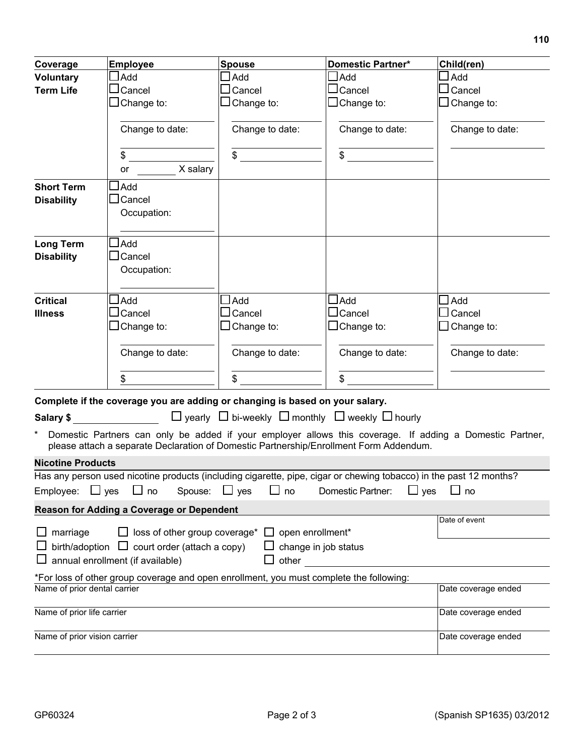| Coverage | Employee | Spouse | Domestic Partner* | Child(ren) |
|---|---|---|---|---|
| **Voluntary Term Life** | ☐ Add<br>☐ Cancel<br>☐ Change to:<br>\_\_\_\_\_\_\_\_<br>Change to date:<br>\_\_\_\_\_\_\_\_<br>$ \_\_\_\_\_\_\_\_<br>or \_\_\_\_\_ X salary | ☐ Add<br>☐ Cancel<br>☐ Change to:<br>\_\_\_\_\_\_\_\_<br>Change to date:<br>\_\_\_\_\_\_\_\_<br>$ \_\_\_\_\_\_\_\_ | ☐ Add<br>☐ Cancel<br>☐ Change to:<br>\_\_\_\_\_\_\_\_<br>Change to date:<br>\_\_\_\_\_\_\_\_<br>$ \_\_\_\_\_\_\_\_ | ☐ Add<br>☐ Cancel<br>☐ Change to:<br>\_\_\_\_\_\_\_\_<br>Change to date:<br>\_\_\_\_\_\_\_\_ |
| **Short Term Disability** | ☐ Add<br>☐ Cancel<br>Occupation:<br>\_\_\_\_\_\_\_\_ | | | |
| **Long Term Disability** | ☐ Add<br>☐ Cancel<br>Occupation:<br>\_\_\_\_\_\_\_\_ | | | |
| **Critical Illness** | ☐ Add<br>☐ Cancel<br>☐ Change to:<br>\_\_\_\_\_\_\_\_<br>Change to date:<br>\_\_\_\_\_\_\_\_<br>$ \_\_\_\_\_\_\_\_ | ☐ Add<br>☐ Cancel<br>☐ Change to:<br>\_\_\_\_\_\_\_\_<br>Change to date:<br>\_\_\_\_\_\_\_\_<br>$ \_\_\_\_\_\_\_\_ | ☐ Add<br>☐ Cancel<br>☐ Change to:<br>\_\_\_\_\_\_\_\_<br>Change to date:<br>\_\_\_\_\_\_\_\_<br>$ \_\_\_\_\_\_\_\_ | ☐ Add<br>☐ Cancel<br>☐ Change to:<br>\_\_\_\_\_\_\_\_<br>Change to date:<br>\_\_\_\_\_\_\_\_ |

**Complete if the coverage you are adding or changing is based on your salary.**

**Salary $** \_\_\_\_\_\_\_\_\_\_ ☐ yearly ☐ bi-weekly ☐ monthly ☐ weekly ☐ hourly

\* Domestic Partners can only be added if your employer allows this coverage. If adding a Domestic Partner, please attach a separate Declaration of Domestic Partnership/Enrollment Form Addendum.

## Nicotine Products

Has any person used nicotine products (including cigarette, pipe, cigar or chewing tobacco) in the past 12 months?

Employee: ☐ yes ☐ no Spouse: ☐ yes ☐ no Domestic Partner: ☐ yes ☐ no

## Reason for Adding a Coverage or Dependent

☐ marriage ☐ loss of other group coverage* ☐ open enrollment*

☐ birth/adoption ☐ court order (attach a copy) ☐ change in job status

☐ annual enrollment (if available) ☐ other \_\_\_\_\_\_\_\_\_\_

Date of event \_\_\_\_\_\_\_\_\_\_

*For loss of other group coverage and open enrollment, you must complete the following:

| Name of prior dental carrier | Date coverage ended |
|---|---|
| Name of prior life carrier | Date coverage ended |
| Name of prior vision carrier | Date coverage ended |

GP60324 (Spanish SP1635) 03/2012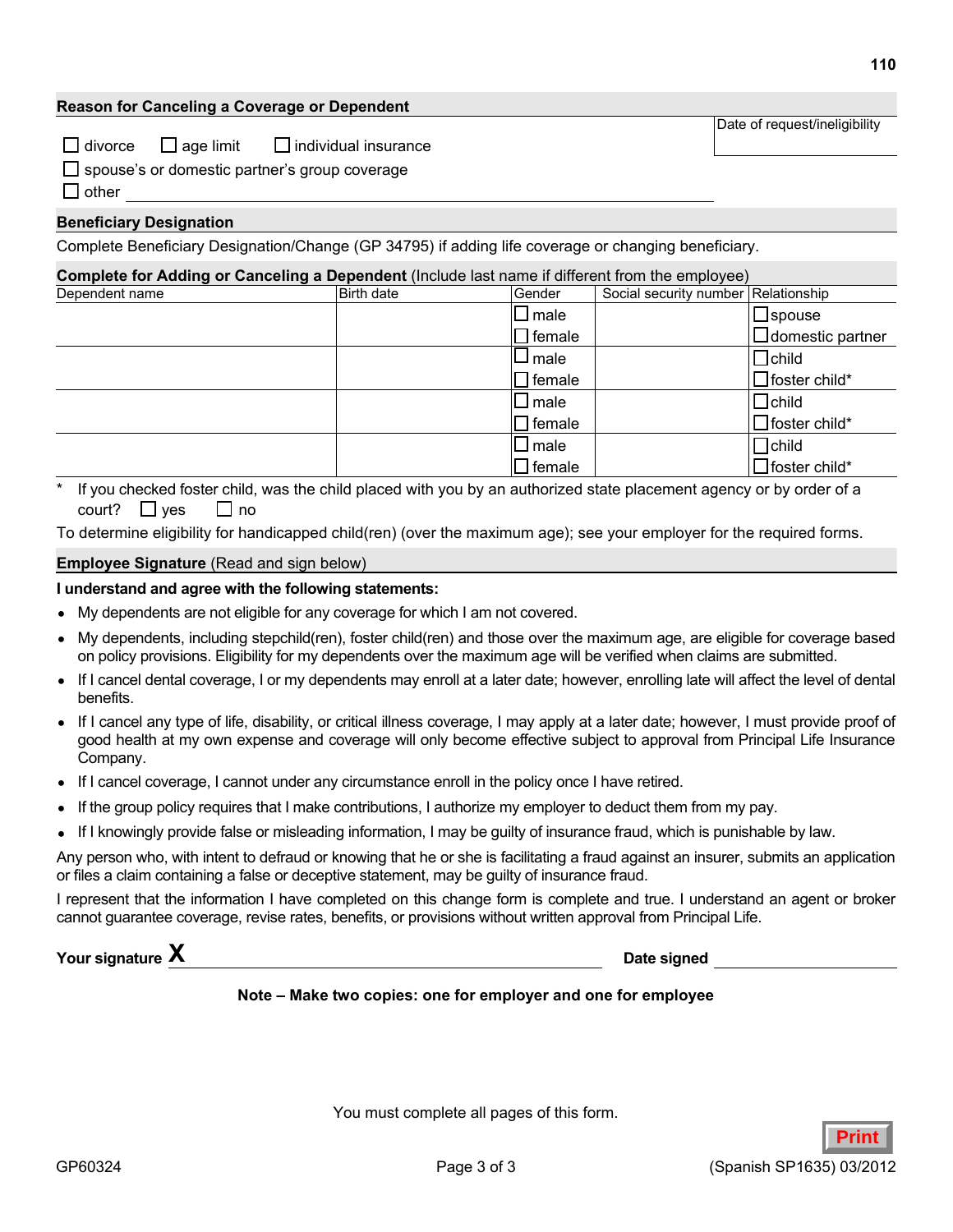## Reason for Canceling a Coverage or Dependent

☐ divorce ☐ age limit ☐ individual insurance

☐ spouse's or domestic partner's group coverage

☐ other ______________________________

Date of request/ineligibility ____________

## Beneficiary Designation

Complete Beneficiary Designation/Change (GP 34795) if adding life coverage or changing beneficiary.

## Complete for Adding or Canceling a Dependent (Include last name if different from the employee)

| Dependent name | Birth date | Gender | Social security number | Relationship |
|---|---|---|---|---|
| | | ☐ male ☐ female | | ☐ spouse ☐ domestic partner |
| | | ☐ male ☐ female | | ☐ child ☐ foster child* |
| | | ☐ male ☐ female | | ☐ child ☐ foster child* |
| | | ☐ male ☐ female | | ☐ child ☐ foster child* |

\* If you checked foster child, was the child placed with you by an authorized state placement agency or by order of a court? ☐ yes ☐ no

To determine eligibility for handicapped child(ren) (over the maximum age); see your employer for the required forms.

## Employee Signature (Read and sign below)

**I understand and agree with the following statements:**

- My dependents are not eligible for any coverage for which I am not covered.
- My dependents, including stepchild(ren), foster child(ren) and those over the maximum age, are eligible for coverage based on policy provisions. Eligibility for my dependents over the maximum age will be verified when claims are submitted.
- If I cancel dental coverage, I or my dependents may enroll at a later date; however, enrolling late will affect the level of dental benefits.
- If I cancel any type of life, disability, or critical illness coverage, I may apply at a later date; however, I must provide proof of good health at my own expense and coverage will only become effective subject to approval from Principal Life Insurance Company.
- If I cancel coverage, I cannot under any circumstance enroll in the policy once I have retired.
- If the group policy requires that I make contributions, I authorize my employer to deduct them from my pay.
- If I knowingly provide false or misleading information, I may be guilty of insurance fraud, which is punishable by law.

Any person who, with intent to defraud or knowing that he or she is facilitating a fraud against an insurer, submits an application or files a claim containing a false or deceptive statement, may be guilty of insurance fraud.

I represent that the information I have completed on this change form is complete and true. I understand an agent or broker cannot guarantee coverage, revise rates, benefits, or provisions without written approval from Principal Life.

**Your signature X** ______________________________ **Date signed** ____________

**Note – Make two copies: one for employer and one for employee**

You must complete all pages of this form.

Print

GP60324 (Spanish SP1635) 03/2012